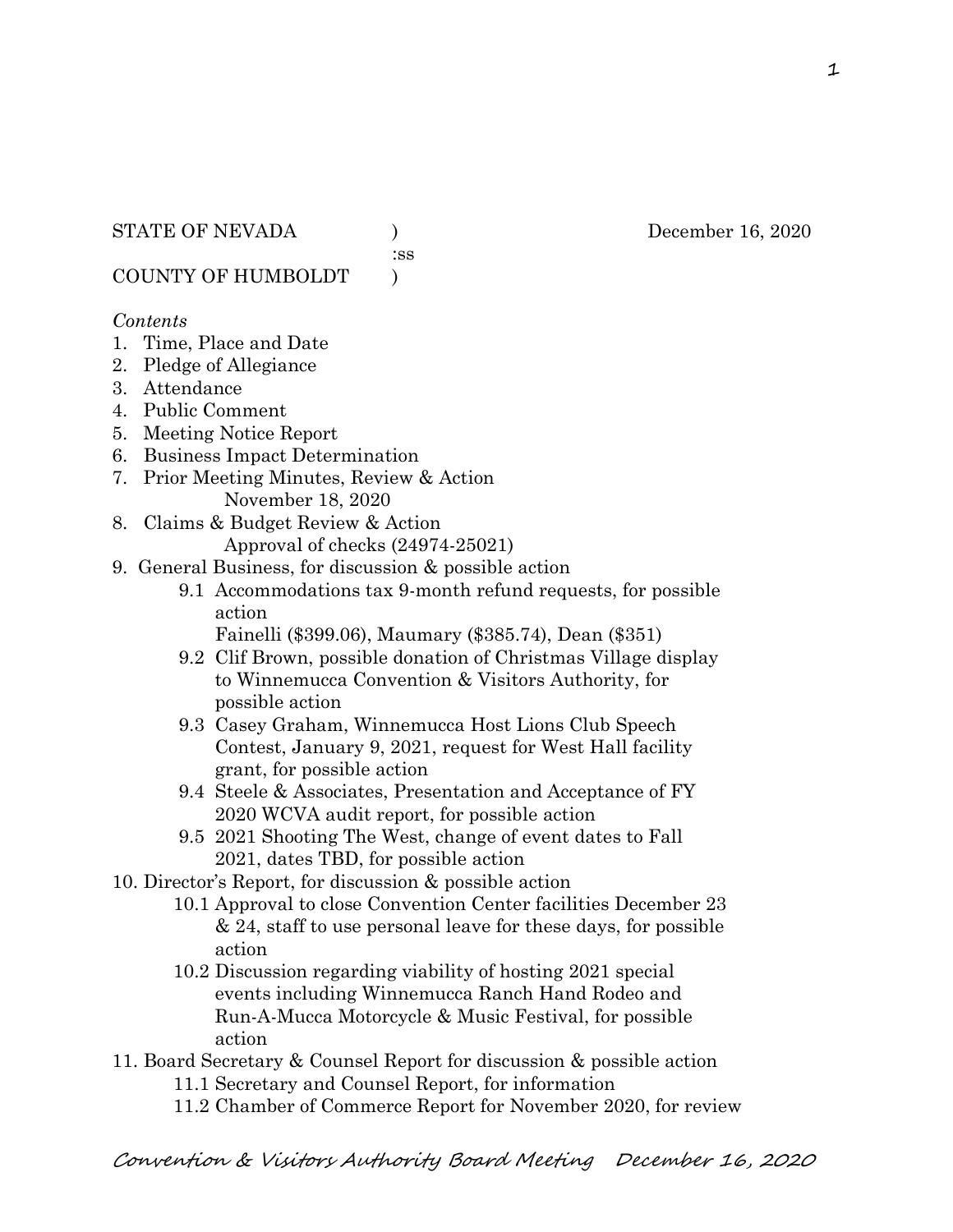STATE OF NEVADA )
:ss
COUNTY OF HUMBOLDT )

December 16, 2020

*Contents*

1. Time, Place and Date
2. Pledge of Allegiance
3. Attendance
4. Public Comment
5. Meeting Notice Report
6. Business Impact Determination
7. Prior Meeting Minutes, Review & Action
   November 18, 2020
8. Claims & Budget Review & Action
   Approval of checks (24974-25021)
9. General Business, for discussion & possible action
   - 9.1 Accommodations tax 9-month refund requests, for possible action
     Fainelli ($399.06), Maumary ($385.74), Dean ($351)
   - 9.2 Clif Brown, possible donation of Christmas Village display to Winnemucca Convention & Visitors Authority, for possible action
   - 9.3 Casey Graham, Winnemucca Host Lions Club Speech Contest, January 9, 2021, request for West Hall facility grant, for possible action
   - 9.4 Steele & Associates, Presentation and Acceptance of FY 2020 WCVA audit report, for possible action
   - 9.5 2021 Shooting The West, change of event dates to Fall 2021, dates TBD, for possible action
10. Director's Report, for discussion & possible action
    - 10.1 Approval to close Convention Center facilities December 23 & 24, staff to use personal leave for these days, for possible action
    - 10.2 Discussion regarding viability of hosting 2021 special events including Winnemucca Ranch Hand Rodeo and Run-A-Mucca Motorcycle & Music Festival, for possible action
11. Board Secretary & Counsel Report for discussion & possible action
    - 11.1 Secretary and Counsel Report, for information
    - 11.2 Chamber of Commerce Report for November 2020, for review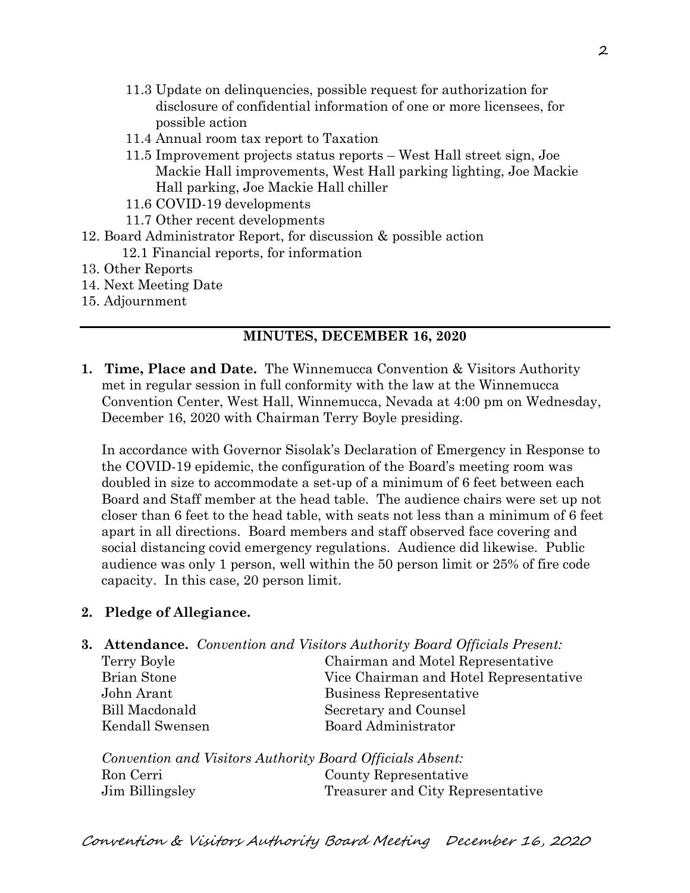11.3 Update on delinquencies, possible request for authorization for disclosure of confidential information of one or more licensees, for possible action
11.4 Annual room tax report to Taxation
11.5 Improvement projects status reports – West Hall street sign, Joe Mackie Hall improvements, West Hall parking lighting, Joe Mackie Hall parking, Joe Mackie Hall chiller
11.6 COVID-19 developments
11.7 Other recent developments

12. Board Administrator Report, for discussion & possible action
    12.1 Financial reports, for information
13. Other Reports
14. Next Meeting Date
15. Adjournment

---

## MINUTES, DECEMBER 16, 2020

**1. Time, Place and Date.** The Winnemucca Convention & Visitors Authority met in regular session in full conformity with the law at the Winnemucca Convention Center, West Hall, Winnemucca, Nevada at 4:00 pm on Wednesday, December 16, 2020 with Chairman Terry Boyle presiding.

In accordance with Governor Sisolak's Declaration of Emergency in Response to the COVID-19 epidemic, the configuration of the Board's meeting room was doubled in size to accommodate a set-up of a minimum of 6 feet between each Board and Staff member at the head table. The audience chairs were set up not closer than 6 feet to the head table, with seats not less than a minimum of 6 feet apart in all directions. Board members and staff observed face covering and social distancing covid emergency regulations. Audience did likewise. Public audience was only 1 person, well within the 50 person limit or 25% of fire code capacity. In this case, 20 person limit.

**2. Pledge of Allegiance.**

**3. Attendance.** *Convention and Visitors Authority Board Officials Present:*

| | |
|---|---|
| Terry Boyle | Chairman and Motel Representative |
| Brian Stone | Vice Chairman and Hotel Representative |
| John Arant | Business Representative |
| Bill Macdonald | Secretary and Counsel |
| Kendall Swensen | Board Administrator |

*Convention and Visitors Authority Board Officials Absent:*

| | |
|---|---|
| Ron Cerri | County Representative |
| Jim Billingsley | Treasurer and City Representative |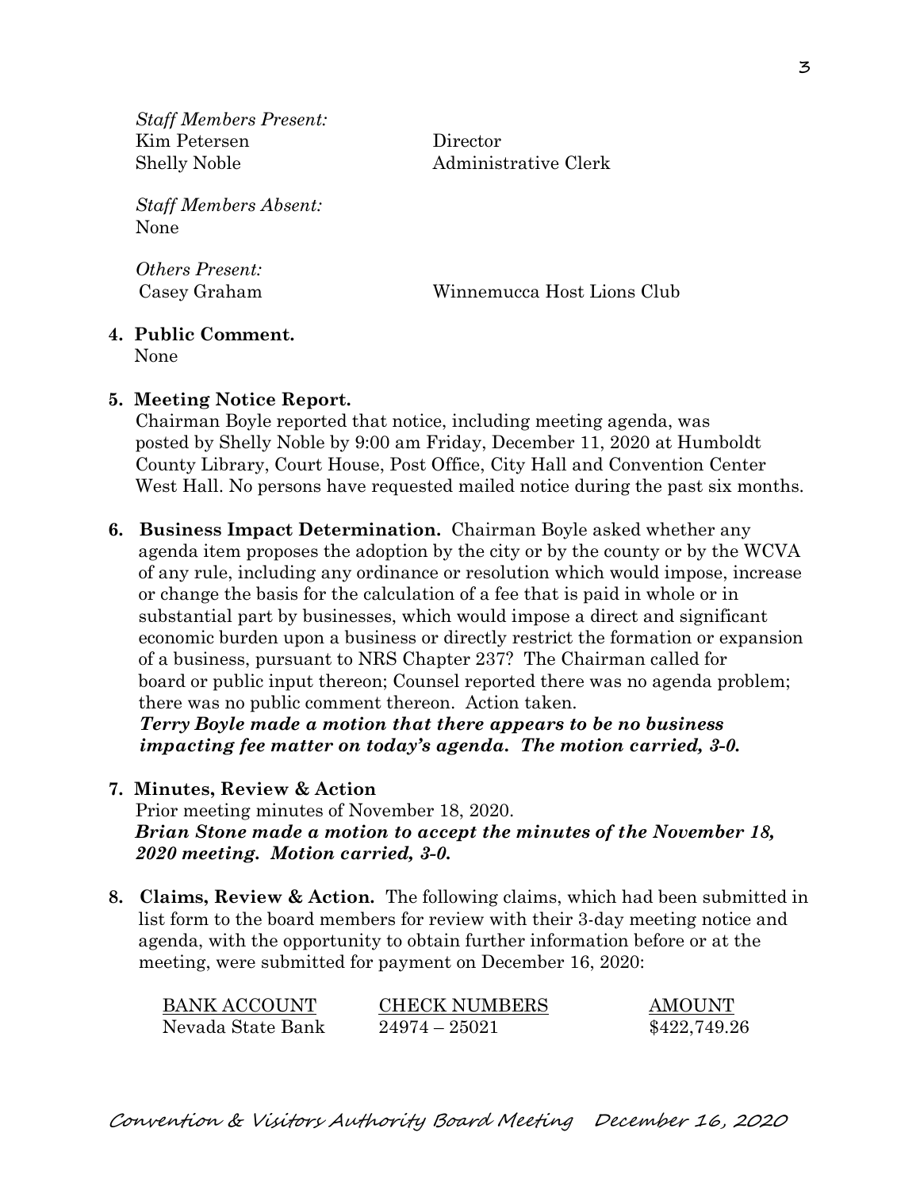*Staff Members Present:*
Kim Petersen Director
Shelly Noble Administrative Clerk

*Staff Members Absent:*
None

*Others Present:*
Casey Graham Winnemucca Host Lions Club

**4. Public Comment.**
None

**5. Meeting Notice Report.**
Chairman Boyle reported that notice, including meeting agenda, was posted by Shelly Noble by 9:00 am Friday, December 11, 2020 at Humboldt County Library, Court House, Post Office, City Hall and Convention Center West Hall. No persons have requested mailed notice during the past six months.

**6. Business Impact Determination.** Chairman Boyle asked whether any agenda item proposes the adoption by the city or by the county or by the WCVA of any rule, including any ordinance or resolution which would impose, increase or change the basis for the calculation of a fee that is paid in whole or in substantial part by businesses, which would impose a direct and significant economic burden upon a business or directly restrict the formation or expansion of a business, pursuant to NRS Chapter 237? The Chairman called for board or public input thereon; Counsel reported there was no agenda problem; there was no public comment thereon. Action taken.
***Terry Boyle made a motion that there appears to be no business impacting fee matter on today's agenda. The motion carried, 3-0.***

**7. Minutes, Review & Action**
Prior meeting minutes of November 18, 2020.
***Brian Stone made a motion to accept the minutes of the November 18, 2020 meeting. Motion carried, 3-0.***

**8. Claims, Review & Action.** The following claims, which had been submitted in list form to the board members for review with their 3-day meeting notice and agenda, with the opportunity to obtain further information before or at the meeting, were submitted for payment on December 16, 2020:

| BANK ACCOUNT | CHECK NUMBERS | AMOUNT |
|---|---|---|
| Nevada State Bank | 24974 – 25021 | $422,749.26 |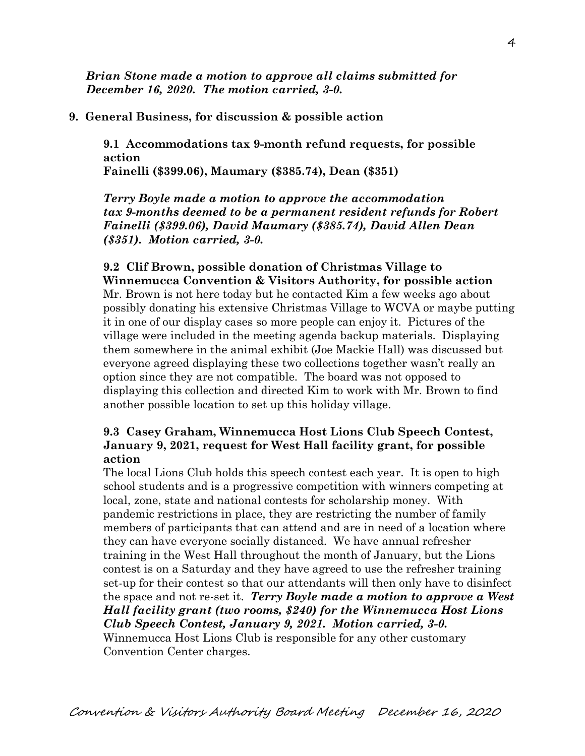*Brian Stone made a motion to approve all claims submitted for December 16, 2020. The motion carried, 3-0.*

**9. General Business, for discussion & possible action**

**9.1 Accommodations tax 9-month refund requests, for possible action**
**Fainelli ($399.06), Maumary ($385.74), Dean ($351)**

***Terry Boyle made a motion to approve the accommodation tax 9-months deemed to be a permanent resident refunds for Robert Fainelli ($399.06), David Maumary ($385.74), David Allen Dean ($351). Motion carried, 3-0.***

**9.2 Clif Brown, possible donation of Christmas Village to Winnemucca Convention & Visitors Authority, for possible action**
Mr. Brown is not here today but he contacted Kim a few weeks ago about possibly donating his extensive Christmas Village to WCVA or maybe putting it in one of our display cases so more people can enjoy it. Pictures of the village were included in the meeting agenda backup materials. Displaying them somewhere in the animal exhibit (Joe Mackie Hall) was discussed but everyone agreed displaying these two collections together wasn't really an option since they are not compatible. The board was not opposed to displaying this collection and directed Kim to work with Mr. Brown to find another possible location to set up this holiday village.

**9.3 Casey Graham, Winnemucca Host Lions Club Speech Contest, January 9, 2021, request for West Hall facility grant, for possible action**
The local Lions Club holds this speech contest each year. It is open to high school students and is a progressive competition with winners competing at local, zone, state and national contests for scholarship money. With pandemic restrictions in place, they are restricting the number of family members of participants that can attend and are in need of a location where they can have everyone socially distanced. We have annual refresher training in the West Hall throughout the month of January, but the Lions contest is on a Saturday and they have agreed to use the refresher training set-up for their contest so that our attendants will then only have to disinfect the space and not re-set it. ***Terry Boyle made a motion to approve a West Hall facility grant (two rooms, $240) for the Winnemucca Host Lions Club Speech Contest, January 9, 2021. Motion carried, 3-0.*** Winnemucca Host Lions Club is responsible for any other customary Convention Center charges.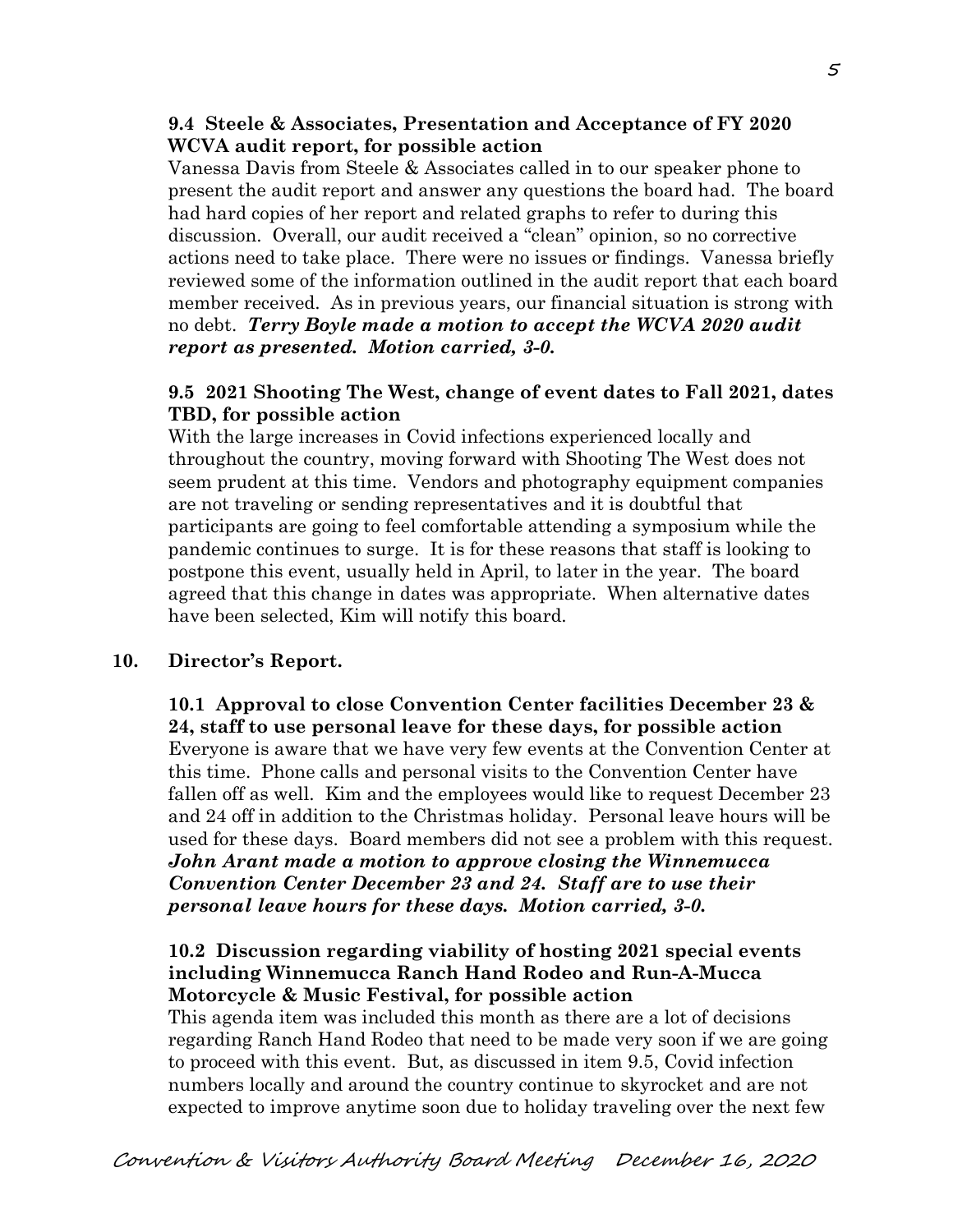**9.4 Steele & Associates, Presentation and Acceptance of FY 2020 WCVA audit report, for possible action**

Vanessa Davis from Steele & Associates called in to our speaker phone to present the audit report and answer any questions the board had. The board had hard copies of her report and related graphs to refer to during this discussion. Overall, our audit received a "clean" opinion, so no corrective actions need to take place. There were no issues or findings. Vanessa briefly reviewed some of the information outlined in the audit report that each board member received. As in previous years, our financial situation is strong with no debt. ***Terry Boyle made a motion to accept the WCVA 2020 audit report as presented. Motion carried, 3-0.***

**9.5 2021 Shooting The West, change of event dates to Fall 2021, dates TBD, for possible action**

With the large increases in Covid infections experienced locally and throughout the country, moving forward with Shooting The West does not seem prudent at this time. Vendors and photography equipment companies are not traveling or sending representatives and it is doubtful that participants are going to feel comfortable attending a symposium while the pandemic continues to surge. It is for these reasons that staff is looking to postpone this event, usually held in April, to later in the year. The board agreed that this change in dates was appropriate. When alternative dates have been selected, Kim will notify this board.

**10. Director's Report.**

**10.1 Approval to close Convention Center facilities December 23 & 24, staff to use personal leave for these days, for possible action**

Everyone is aware that we have very few events at the Convention Center at this time. Phone calls and personal visits to the Convention Center have fallen off as well. Kim and the employees would like to request December 23 and 24 off in addition to the Christmas holiday. Personal leave hours will be used for these days. Board members did not see a problem with this request. ***John Arant made a motion to approve closing the Winnemucca Convention Center December 23 and 24. Staff are to use their personal leave hours for these days. Motion carried, 3-0.***

**10.2 Discussion regarding viability of hosting 2021 special events including Winnemucca Ranch Hand Rodeo and Run-A-Mucca Motorcycle & Music Festival, for possible action**

This agenda item was included this month as there are a lot of decisions regarding Ranch Hand Rodeo that need to be made very soon if we are going to proceed with this event. But, as discussed in item 9.5, Covid infection numbers locally and around the country continue to skyrocket and are not expected to improve anytime soon due to holiday traveling over the next few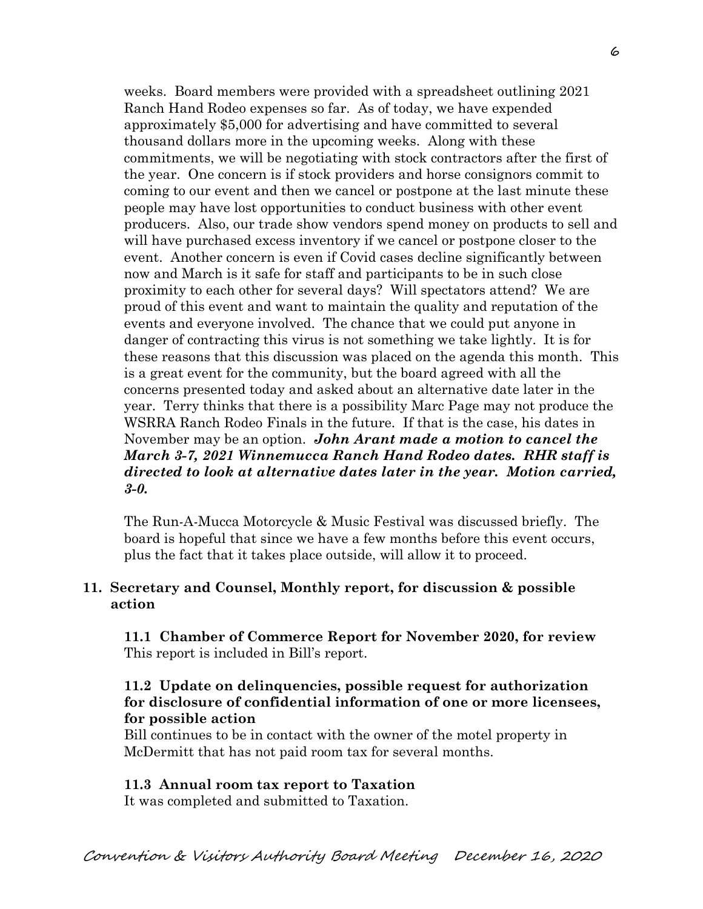weeks. Board members were provided with a spreadsheet outlining 2021 Ranch Hand Rodeo expenses so far. As of today, we have expended approximately $5,000 for advertising and have committed to several thousand dollars more in the upcoming weeks. Along with these commitments, we will be negotiating with stock contractors after the first of the year. One concern is if stock providers and horse consignors commit to coming to our event and then we cancel or postpone at the last minute these people may have lost opportunities to conduct business with other event producers. Also, our trade show vendors spend money on products to sell and will have purchased excess inventory if we cancel or postpone closer to the event. Another concern is even if Covid cases decline significantly between now and March is it safe for staff and participants to be in such close proximity to each other for several days? Will spectators attend? We are proud of this event and want to maintain the quality and reputation of the events and everyone involved. The chance that we could put anyone in danger of contracting this virus is not something we take lightly. It is for these reasons that this discussion was placed on the agenda this month. This is a great event for the community, but the board agreed with all the concerns presented today and asked about an alternative date later in the year. Terry thinks that there is a possibility Marc Page may not produce the WSRRA Ranch Rodeo Finals in the future. If that is the case, his dates in November may be an option. ***John Arant made a motion to cancel the March 3-7, 2021 Winnemucca Ranch Hand Rodeo dates. RHR staff is directed to look at alternative dates later in the year. Motion carried, 3-0.***

The Run-A-Mucca Motorcycle & Music Festival was discussed briefly. The board is hopeful that since we have a few months before this event occurs, plus the fact that it takes place outside, will allow it to proceed.

**11. Secretary and Counsel, Monthly report, for discussion & possible action**

**11.1 Chamber of Commerce Report for November 2020, for review**
This report is included in Bill's report.

**11.2 Update on delinquencies, possible request for authorization for disclosure of confidential information of one or more licensees, for possible action**
Bill continues to be in contact with the owner of the motel property in McDermitt that has not paid room tax for several months.

**11.3 Annual room tax report to Taxation**
It was completed and submitted to Taxation.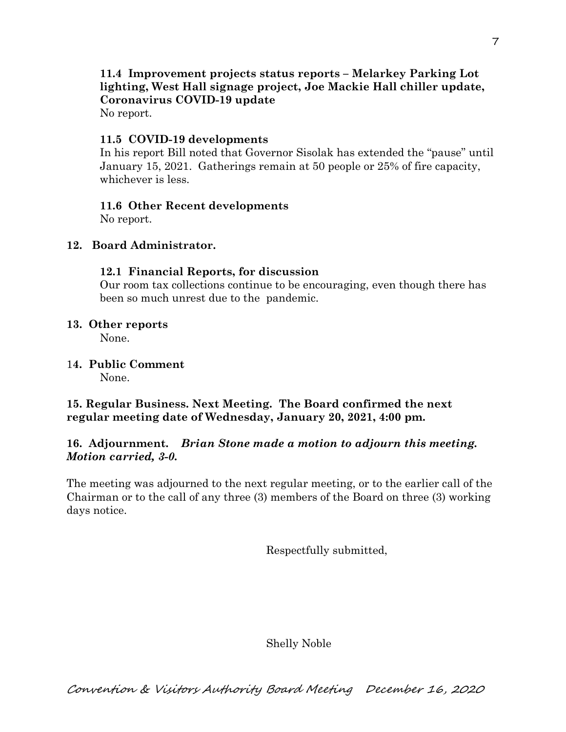**11.4 Improvement projects status reports – Melarkey Parking Lot lighting, West Hall signage project, Joe Mackie Hall chiller update, Coronavirus COVID-19 update**

No report.

**11.5 COVID-19 developments**

In his report Bill noted that Governor Sisolak has extended the "pause" until January 15, 2021. Gatherings remain at 50 people or 25% of fire capacity, whichever is less.

**11.6 Other Recent developments**

No report.

**12. Board Administrator.**

**12.1 Financial Reports, for discussion**

Our room tax collections continue to be encouraging, even though there has been so much unrest due to the pandemic.

**13. Other reports**

None.

**14. Public Comment**

None.

**15. Regular Business. Next Meeting. The Board confirmed the next regular meeting date of Wednesday, January 20, 2021, 4:00 pm.**

**16. Adjournment.** ***Brian Stone made a motion to adjourn this meeting. Motion carried, 3-0.***

The meeting was adjourned to the next regular meeting, or to the earlier call of the Chairman or to the call of any three (3) members of the Board on three (3) working days notice.

Respectfully submitted,

Shelly Noble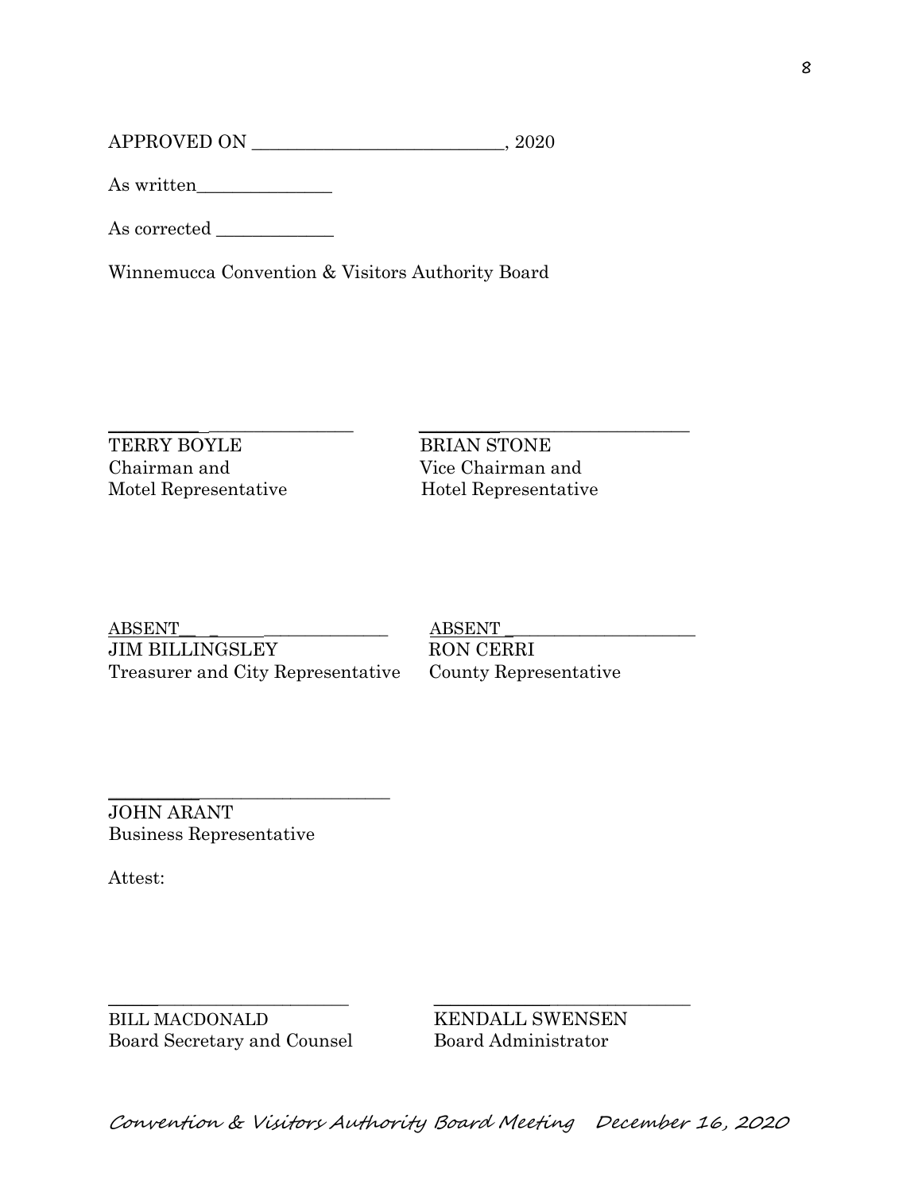APPROVED ON ___________________________, 2020

As written_______________

As corrected _____________

Winnemucca Convention & Visitors Authority Board

_____________________________ 
TERRY BOYLE  
Chairman and  
Motel Representative

_____________________________ 
BRIAN STONE  
Vice Chairman and  
Hotel Representative

ABSENT______________________ 
JIM BILLINGSLEY  
Treasurer and City Representative

ABSENT______________________ 
RON CERRI  
County Representative

_____________________________ 
JOHN ARANT  
Business Representative

Attest:

_____________________________ 
BILL MACDONALD  
Board Secretary and Counsel

_____________________________ 
KENDALL SWENSEN  
Board Administrator